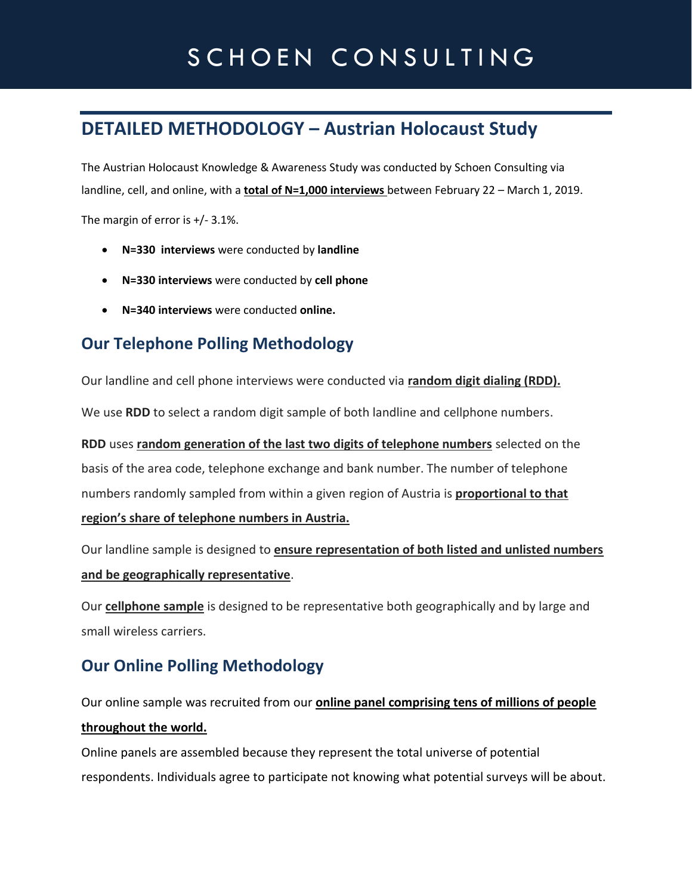# SCHOEN CONSULTING

## DETAILED METHODOLOGY – Austrian Holocaust Study

The Austrian Holocaust Knowledge & Awareness Study was conducted by Schoen Consulting via landline, cell, and online, with a **total of N=1,000 interviews** between February 22 – March 1, 2019.

The margin of error is +/- 3.1%.

- **N=330 interviews** were conducted by **landline**
- **N=330 interviews** were conducted by **cell phone**
- **N=340 interviews** were conducted **online.**

## Our Telephone Polling Methodology

Our landline and cell phone interviews were conducted via **random digit dialing (RDD).**

We use **RDD** to select a random digit sample of both landline and cellphone numbers.

**RDD** uses **random generation of the last two digits of telephone numbers** selected on the basis of the area code, telephone exchange and bank number. The number of telephone numbers randomly sampled from within a given region of Austria is **proportional to that region's share of telephone numbers in Austria.**

Our landline sample is designed to **ensure representation of both listed and unlisted numbers and be geographically representative**.

Our **cellphone sample** is designed to be representative both geographically and by large and small wireless carriers.

## Our Online Polling Methodology

Our online sample was recruited from our **online panel comprising tens of millions of people throughout the world.**

Online panels are assembled because they represent the total universe of potential respondents. Individuals agree to participate not knowing what potential surveys will be about.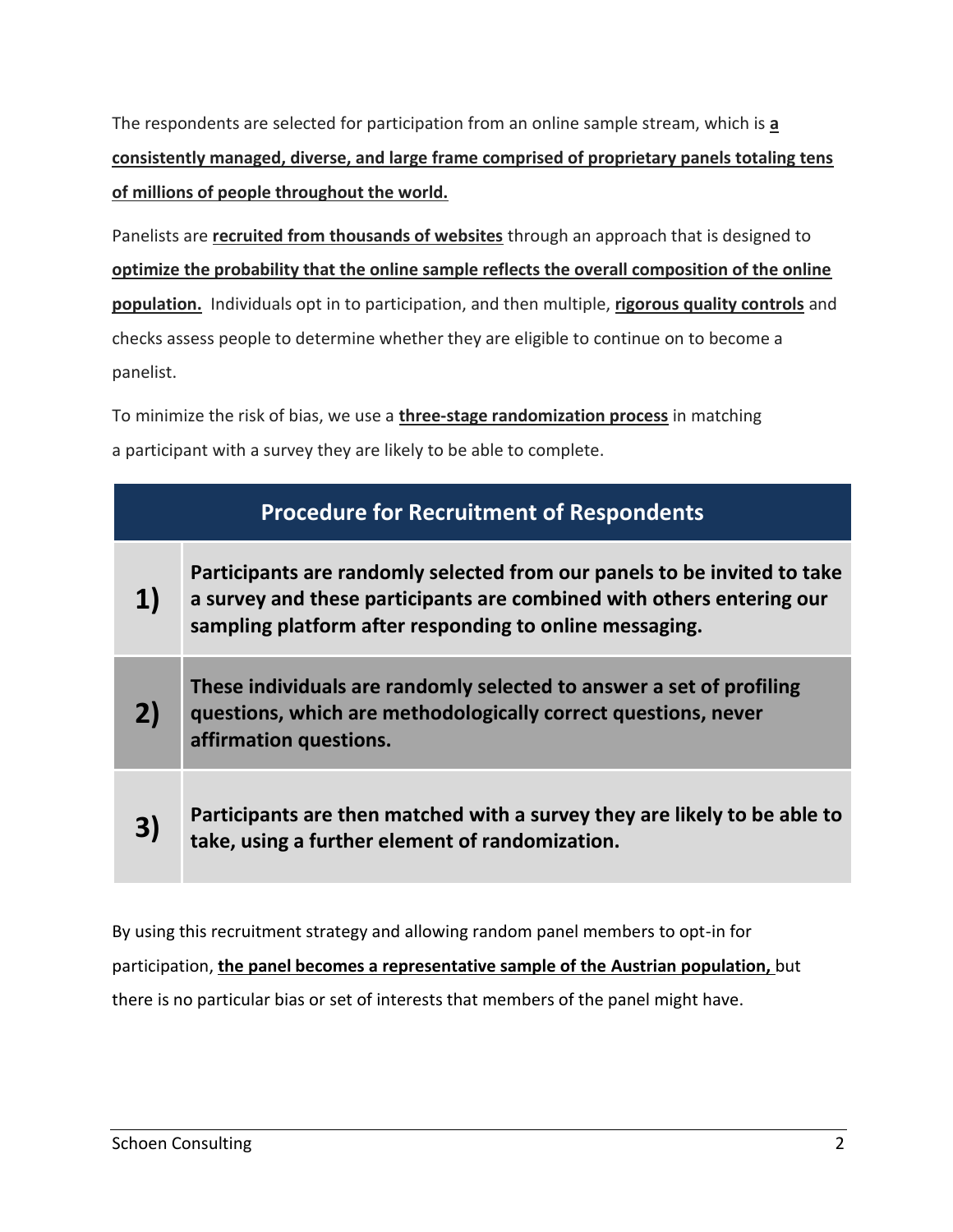The respondents are selected for participation from an online sample stream, which is **a consistently managed, diverse, and large frame comprised of proprietary panels totaling tens of millions of people throughout the world.**

Panelists are **recruited from thousands of websites** through an approach that is designed to **optimize the probability that the online sample reflects the overall composition of the online population.** Individuals opt in to participation, and then multiple, **rigorous quality controls** and checks assess people to determine whether they are eligible to continue on to become a panelist.

To minimize the risk of bias, we use a **three-stage randomization process** in matching a participant with a survey they are likely to be able to complete.

| Procedure for Recruitment of Respondents | |
|---|---|
| **1)** | **Participants are randomly selected from our panels to be invited to take a survey and these participants are combined with others entering our sampling platform after responding to online messaging.** |
| **2)** | **These individuals are randomly selected to answer a set of profiling questions, which are methodologically correct questions, never affirmation questions.** |
| **3)** | **Participants are then matched with a survey they are likely to be able to take, using a further element of randomization.** |

By using this recruitment strategy and allowing random panel members to opt-in for participation, **the panel becomes a representative sample of the Austrian population,** but there is no particular bias or set of interests that members of the panel might have.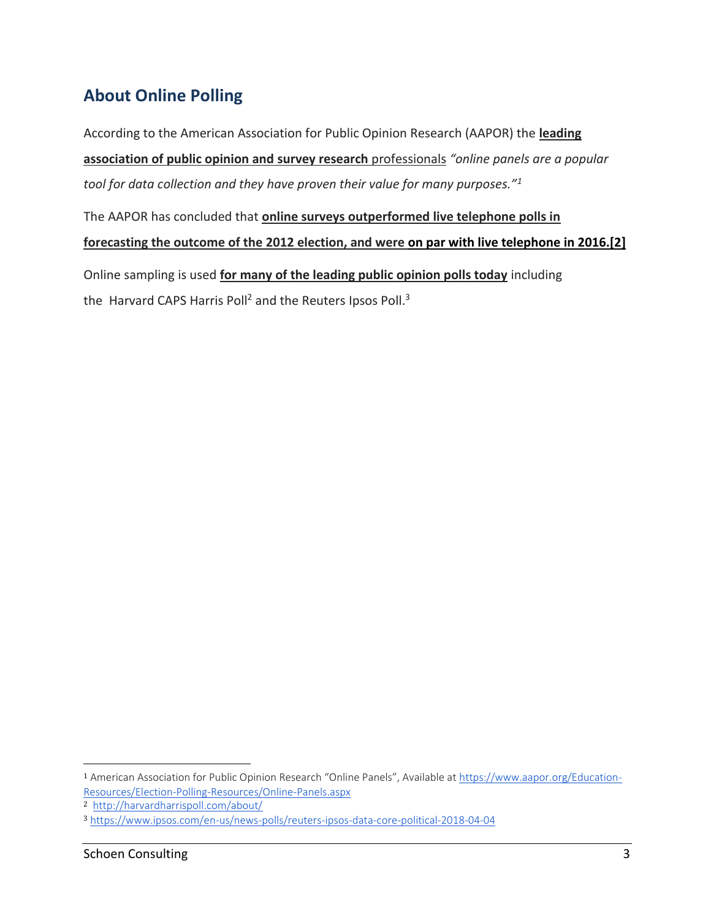## About Online Polling

According to the American Association for Public Opinion Research (AAPOR) the **leading association of public opinion and survey research** professionals *"online panels are a popular tool for data collection and they have proven their value for many purposes."*[1]

The AAPOR has concluded that **online surveys outperformed live telephone polls in forecasting the outcome of the 2012 election, and were on par with live telephone in 2016.[2]**

Online sampling is used **for many of the leading public opinion polls today** including the Harvard CAPS Harris Poll[2] and the Reuters Ipsos Poll.[3]

---

[1] American Association for Public Opinion Research "Online Panels", Available at https://www.aapor.org/Education-Resources/Election-Polling-Resources/Online-Panels.aspx

[2] http://harvardharrispoll.com/about/

[3] https://www.ipsos.com/en-us/news-polls/reuters-ipsos-data-core-political-2018-04-04